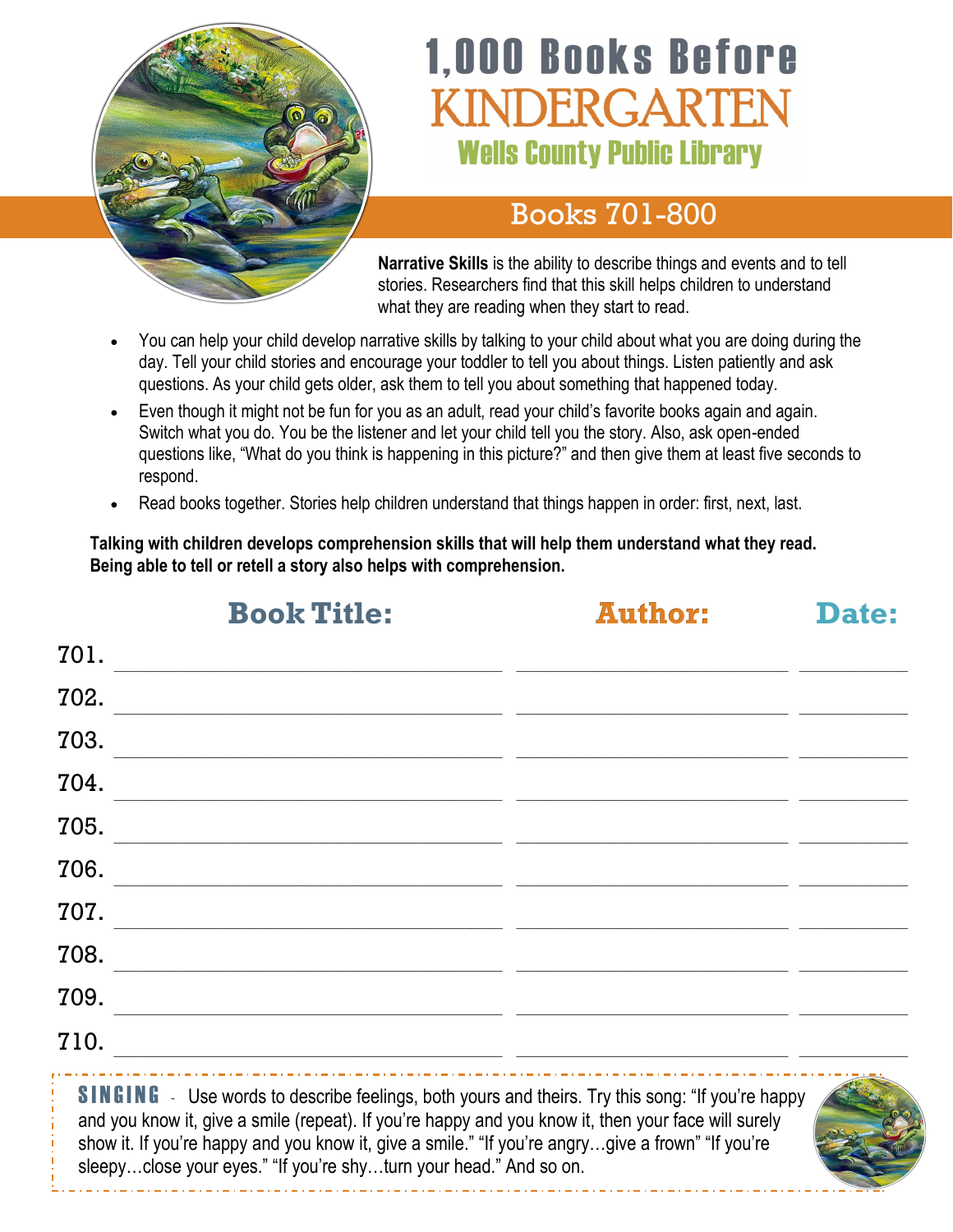# 1,000 Books Before KINDERGARTEN

## Wells County Public Library

## Books 701-800

**Narrative Skills** is the ability to describe things and events and to tell stories. Researchers find that this skill helps children to understand what they are reading when they start to read.

- You can help your child develop narrative skills by talking to your child about what you are doing during the day. Tell your child stories and encourage your toddler to tell you about things. Listen patiently and ask questions. As your child gets older, ask them to tell you about something that happened today.
- Even though it might not be fun for you as an adult, read your child's favorite books again and again. Switch what you do. You be the listener and let your child tell you the story. Also, ask open-ended questions like, "What do you think is happening in this picture?" and then give them at least five seconds to respond.
- Read books together. Stories help children understand that things happen in order: first, next, last.

**Talking with children develops comprehension skills that will help them understand what they read. Being able to tell or retell a story also helps with comprehension.**

| | Book Title: | Author: | Date: |
|---|---|---|---|
| 701. | | | |
| 702. | | | |
| 703. | | | |
| 704. | | | |
| 705. | | | |
| 706. | | | |
| 707. | | | |
| 708. | | | |
| 709. | | | |
| 710. | | | |

**SINGING** - Use words to describe feelings, both yours and theirs. Try this song: "If you're happy and you know it, give a smile (repeat). If you're happy and you know it, then your face will surely show it. If you're happy and you know it, give a smile." "If you're angry…give a frown" "If you're sleepy…close your eyes." "If you're shy…turn your head." And so on.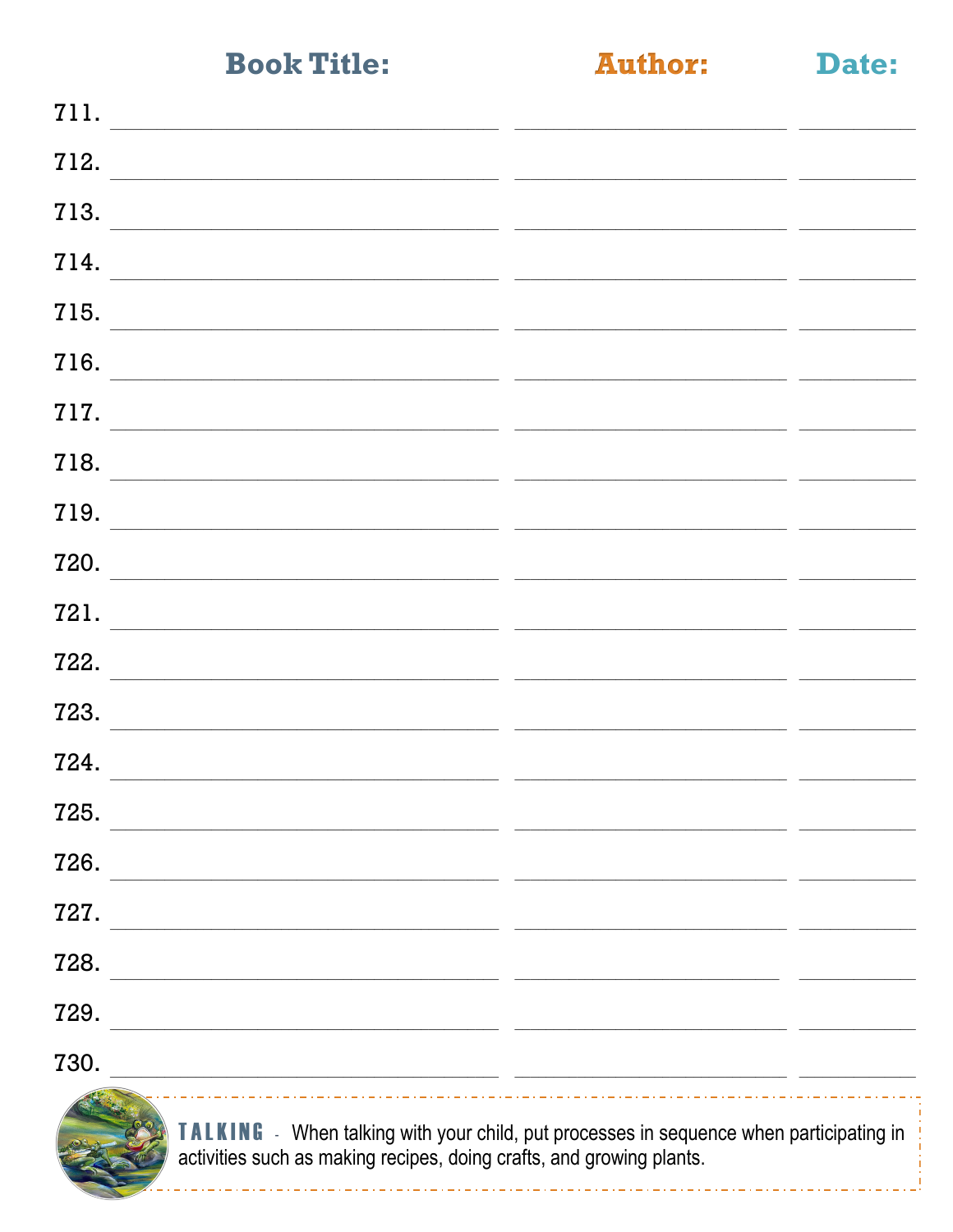| | Book Title: | Author: | Date: |
|---|---|---|---|
| 711. | | | |
| 712. | | | |
| 713. | | | |
| 714. | | | |
| 715. | | | |
| 716. | | | |
| 717. | | | |
| 718. | | | |
| 719. | | | |
| 720. | | | |
| 721. | | | |
| 722. | | | |
| 723. | | | |
| 724. | | | |
| 725. | | | |
| 726. | | | |
| 727. | | | |
| 728. | | | |
| 729. | | | |
| 730. | | | |

**TALKING** - When talking with your child, put processes in sequence when participating in activities such as making recipes, doing crafts, and growing plants.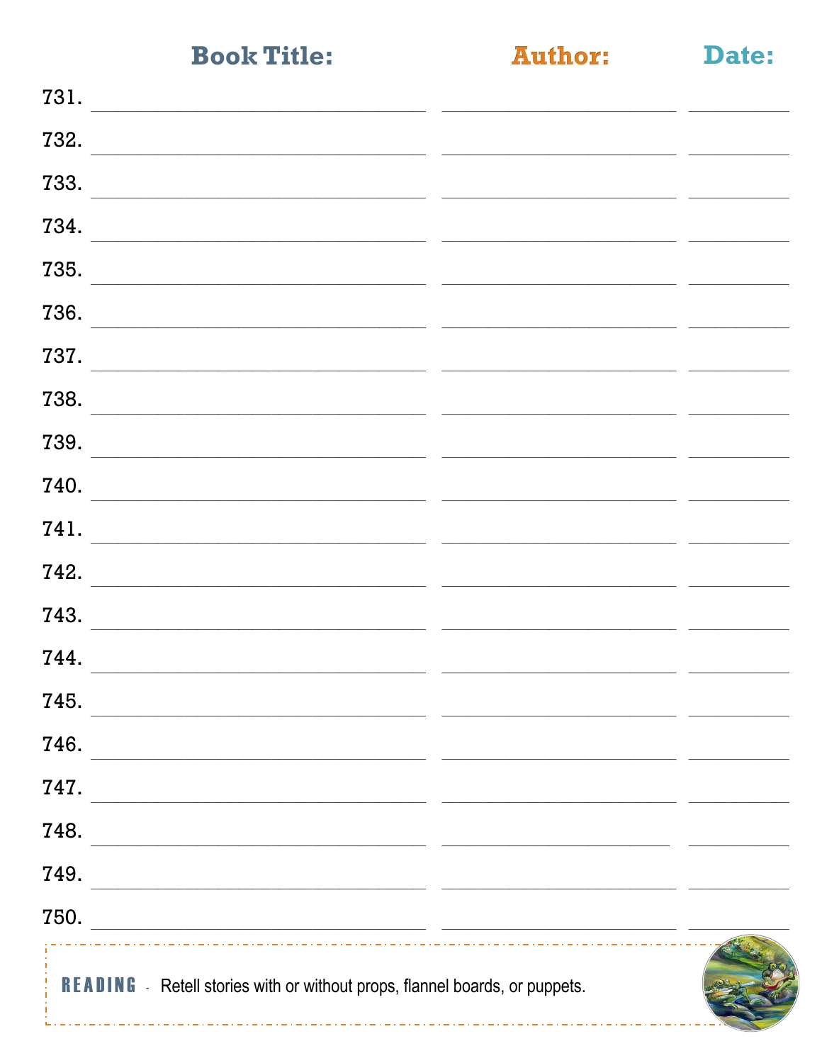| | Book Title: | Author: | Date: |
|---|---|---|---|
| 731. | | | |
| 732. | | | |
| 733. | | | |
| 734. | | | |
| 735. | | | |
| 736. | | | |
| 737. | | | |
| 738. | | | |
| 739. | | | |
| 740. | | | |
| 741. | | | |
| 742. | | | |
| 743. | | | |
| 744. | | | |
| 745. | | | |
| 746. | | | |
| 747. | | | |
| 748. | | | |
| 749. | | | |
| 750. | | | |

**READING** - Retell stories with or without props, flannel boards, or puppets.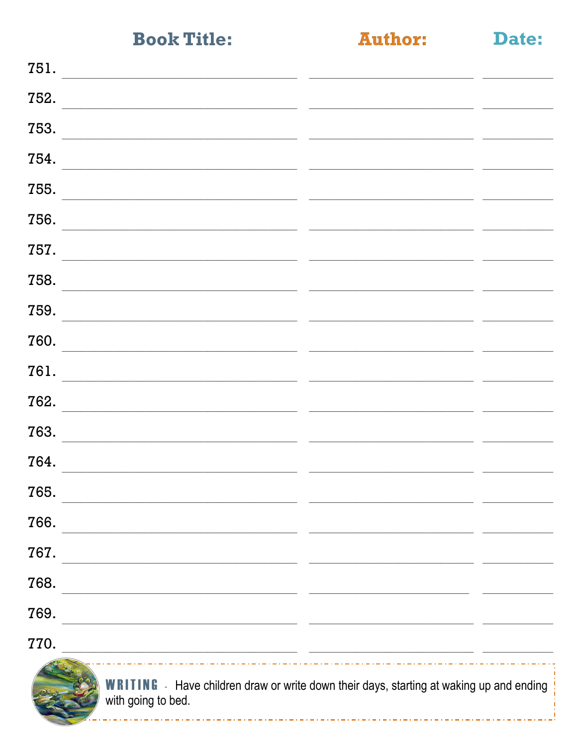| | Book Title: | Author: | Date: |
| --- | --- | --- | --- |
| 751. | | | |
| 752. | | | |
| 753. | | | |
| 754. | | | |
| 755. | | | |
| 756. | | | |
| 757. | | | |
| 758. | | | |
| 759. | | | |
| 760. | | | |
| 761. | | | |
| 762. | | | |
| 763. | | | |
| 764. | | | |
| 765. | | | |
| 766. | | | |
| 767. | | | |
| 768. | | | |
| 769. | | | |
| 770. | | | |

**WRITING** - Have children draw or write down their days, starting at waking up and ending with going to bed.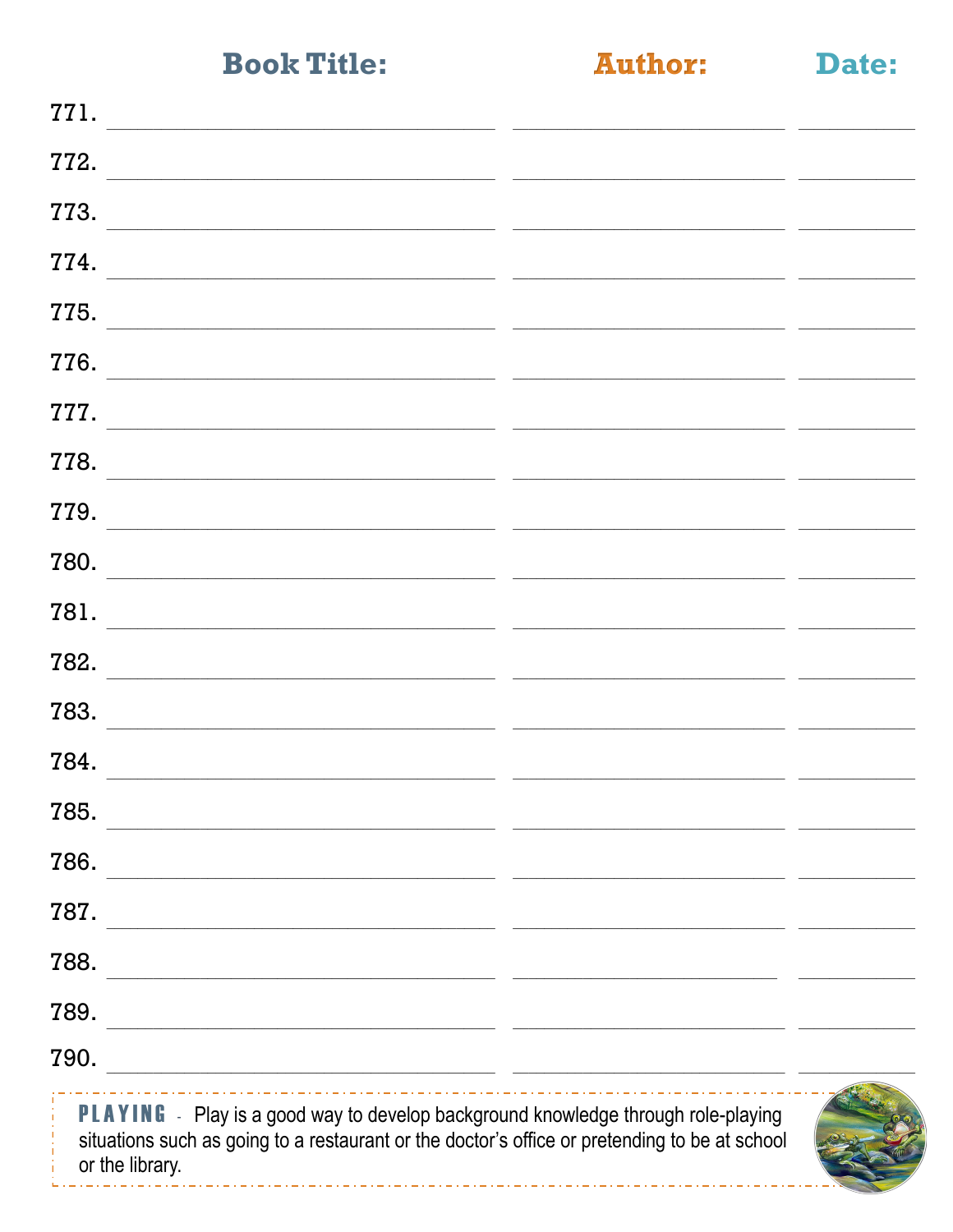| | Book Title: | Author: | Date: |
|---|---|---|---|
| 771. | | | |
| 772. | | | |
| 773. | | | |
| 774. | | | |
| 775. | | | |
| 776. | | | |
| 777. | | | |
| 778. | | | |
| 779. | | | |
| 780. | | | |
| 781. | | | |
| 782. | | | |
| 783. | | | |
| 784. | | | |
| 785. | | | |
| 786. | | | |
| 787. | | | |
| 788. | | | |
| 789. | | | |
| 790. | | | |

**PLAYING** - Play is a good way to develop background knowledge through role-playing situations such as going to a restaurant or the doctor's office or pretending to be at school or the library.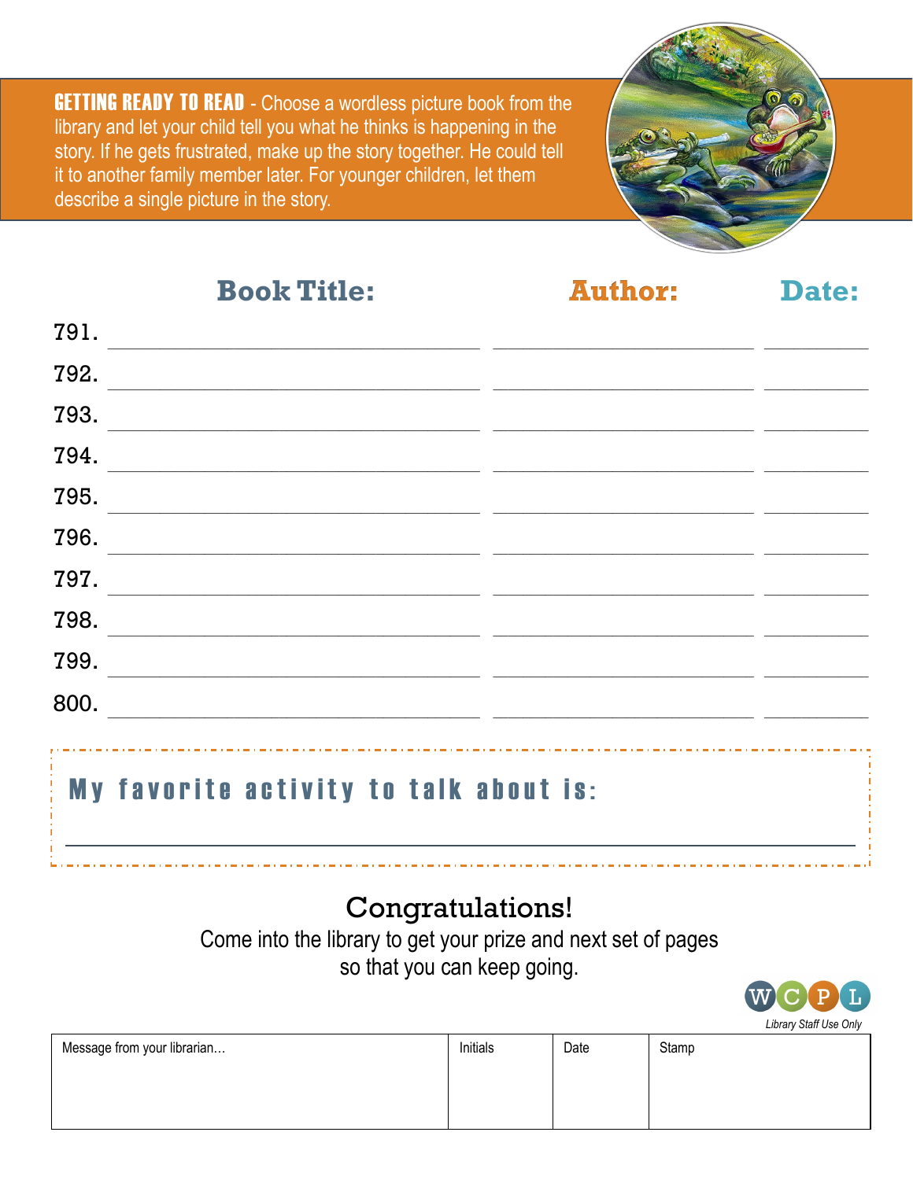**GETTING READY TO READ** - Choose a wordless picture book from the library and let your child tell you what he thinks is happening in the story. If he gets frustrated, make up the story together. He could tell it to another family member later. For younger children, let them describe a single picture in the story.

| | Book Title: | Author: | Date: |
|---|---|---|---|
| 791. | | | |
| 792. | | | |
| 793. | | | |
| 794. | | | |
| 795. | | | |
| 796. | | | |
| 797. | | | |
| 798. | | | |
| 799. | | | |
| 800. | | | |

**My favorite activity to talk about is:**

______________________________________________

## Congratulations!

Come into the library to get your prize and next set of pages so that you can keep going.

WCPL

*Library Staff Use Only*

| Message from your librarian... | Initials | Date | Stamp |
|---|---|---|---|
| | | | |